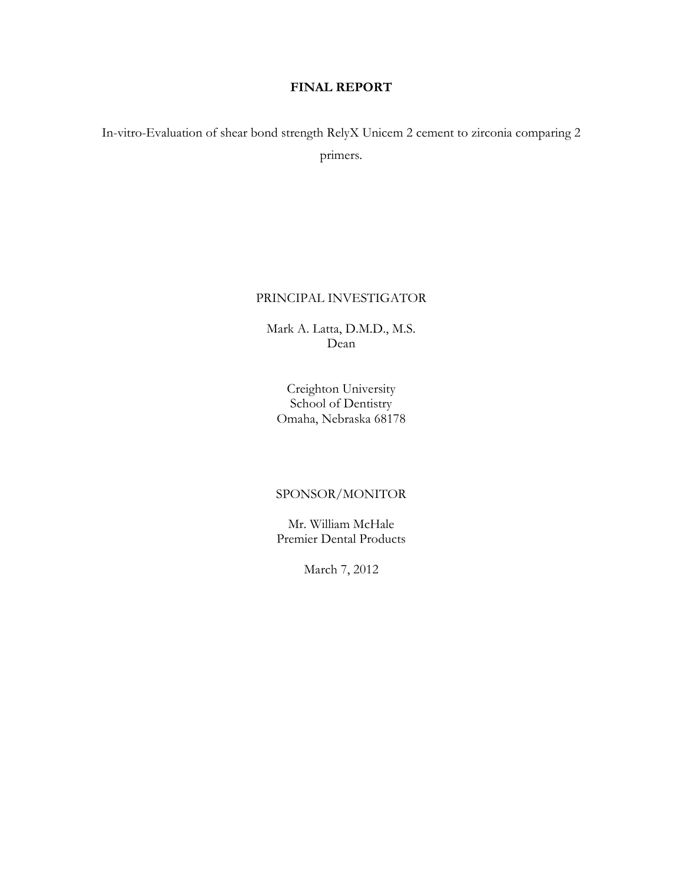# FINAL REPORT

In-vitro-Evaluation of shear bond strength RelyX Unicem 2 cement to zirconia comparing 2 primers.

PRINCIPAL INVESTIGATOR

Mark A. Latta, D.M.D., M.S.
Dean

Creighton University
School of Dentistry
Omaha, Nebraska 68178

SPONSOR/MONITOR

Mr. William McHale
Premier Dental Products

March 7, 2012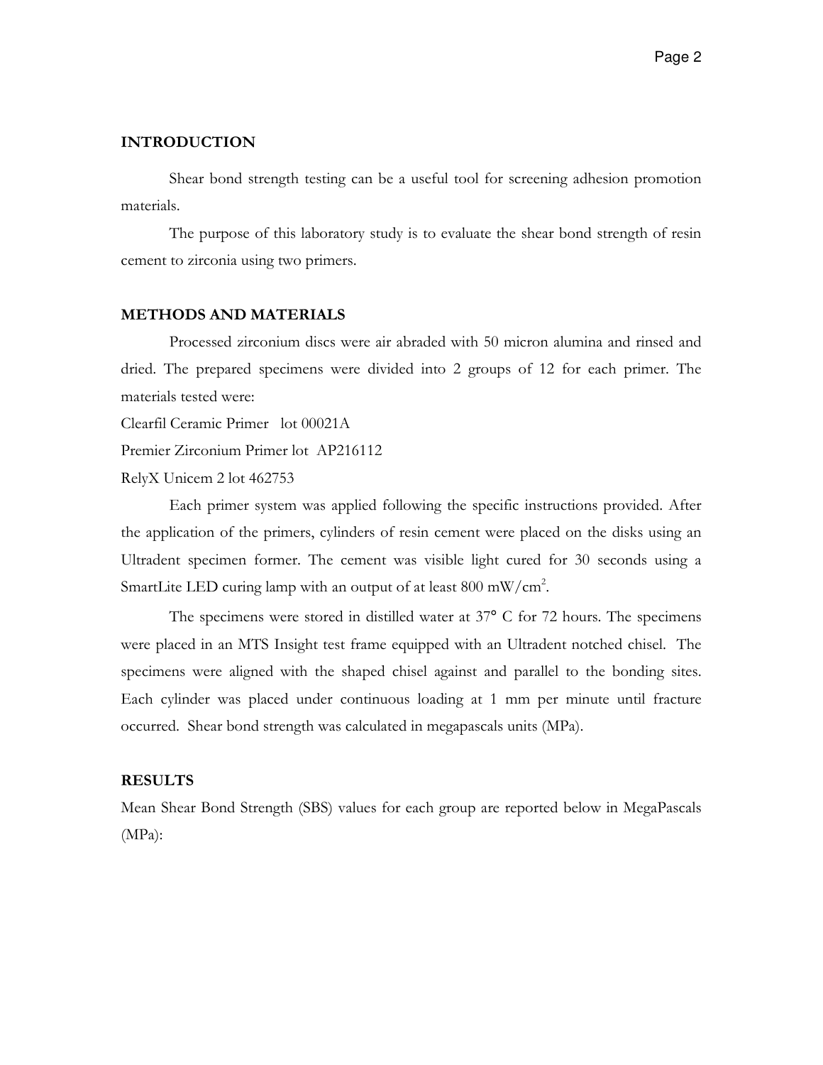## INTRODUCTION

Shear bond strength testing can be a useful tool for screening adhesion promotion materials.

The purpose of this laboratory study is to evaluate the shear bond strength of resin cement to zirconia using two primers.

## METHODS AND MATERIALS

Processed zirconium discs were air abraded with 50 micron alumina and rinsed and dried. The prepared specimens were divided into 2 groups of 12 for each primer. The materials tested were:

Clearfil Ceramic Primer lot 00021A

Premier Zirconium Primer lot AP216112

RelyX Unicem 2 lot 462753

Each primer system was applied following the specific instructions provided. After the application of the primers, cylinders of resin cement were placed on the disks using an Ultradent specimen former. The cement was visible light cured for 30 seconds using a SmartLite LED curing lamp with an output of at least 800 $mW/cm^2$.

The specimens were stored in distilled water at 37° C for 72 hours. The specimens were placed in an MTS Insight test frame equipped with an Ultradent notched chisel. The specimens were aligned with the shaped chisel against and parallel to the bonding sites. Each cylinder was placed under continuous loading at 1 mm per minute until fracture occurred. Shear bond strength was calculated in megapascals units (MPa).

## RESULTS

Mean Shear Bond Strength (SBS) values for each group are reported below in MegaPascals (MPa):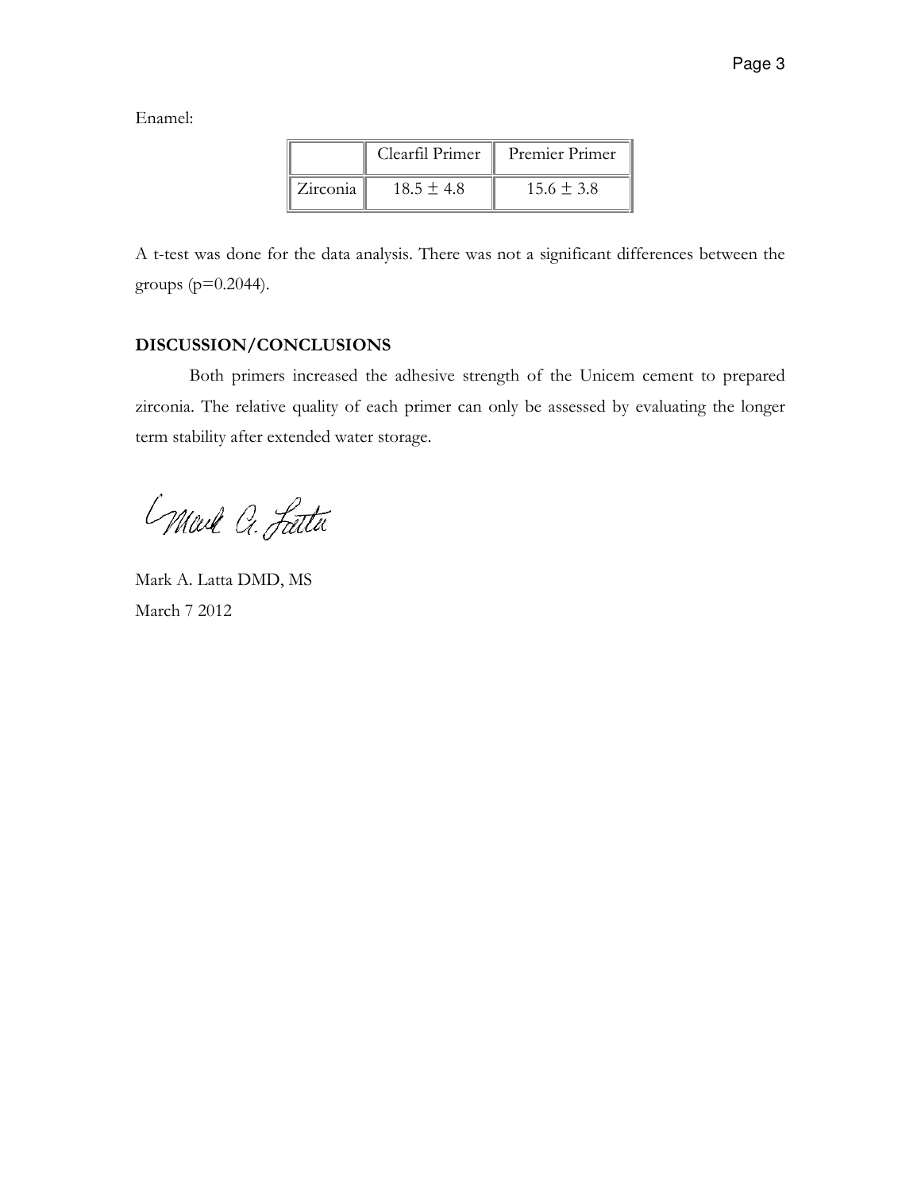Enamel:

| | Clearfil Primer | Premier Primer |
|---|---|---|
| Zirconia | 18.5 ± 4.8 | 15.6 ± 3.8 |

A t-test was done for the data analysis. There was not a significant differences between the groups ($p=0.2044$).

**DISCUSSION/CONCLUSIONS**

Both primers increased the adhesive strength of the Unicem cement to prepared zirconia. The relative quality of each primer can only be assessed by evaluating the longer term stability after extended water storage.

Mark A. Latta

Mark A. Latta DMD, MS
March 7 2012